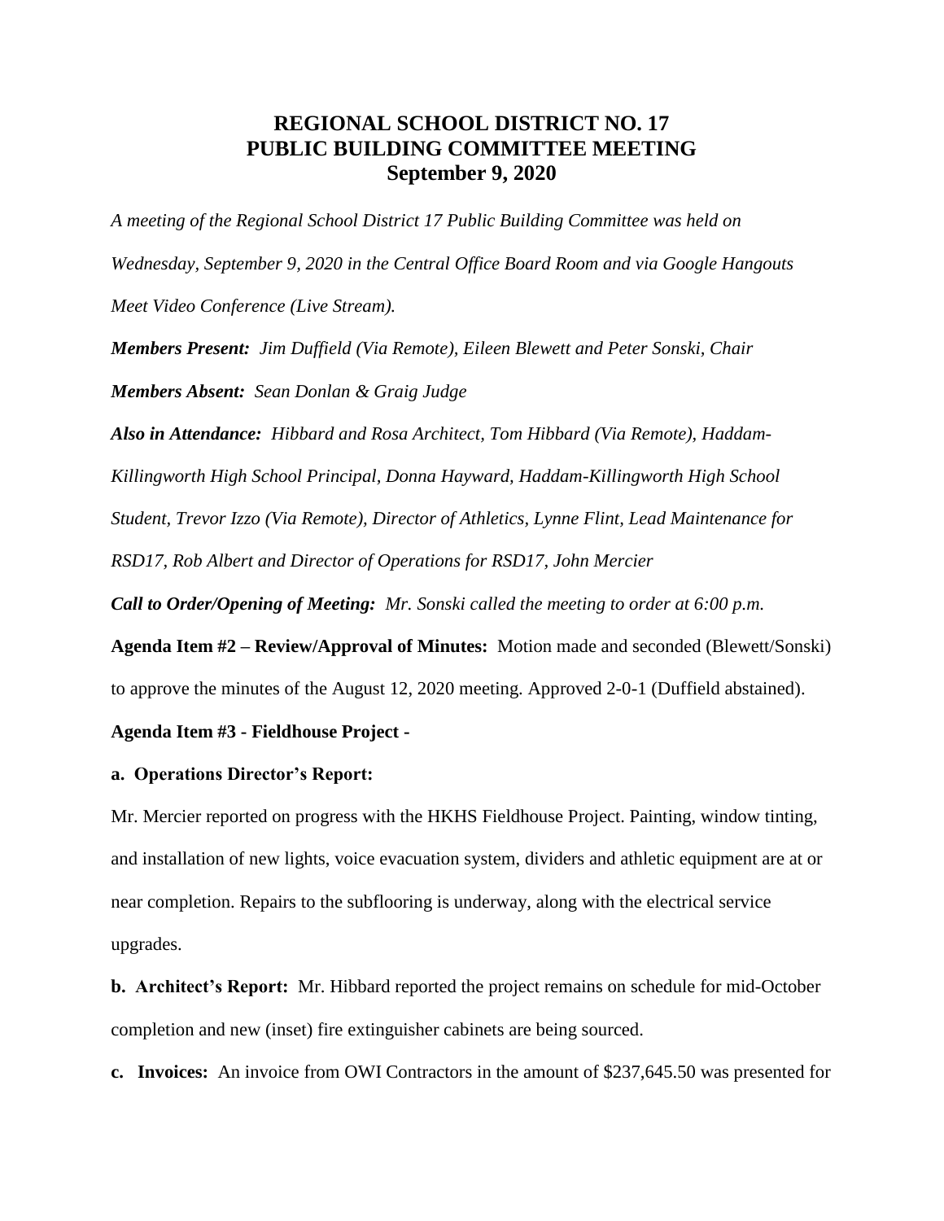# REGIONAL SCHOOL DISTRICT NO. 17
# PUBLIC BUILDING COMMITTEE MEETING
# September 9, 2020

*A meeting of the Regional School District 17 Public Building Committee was held on Wednesday, September 9, 2020 in the Central Office Board Room and via Google Hangouts Meet Video Conference (Live Stream).*

***Members Present:*** *Jim Duffield (Via Remote), Eileen Blewett and Peter Sonski, Chair*

***Members Absent:*** *Sean Donlan & Graig Judge*

***Also in Attendance:*** *Hibbard and Rosa Architect, Tom Hibbard (Via Remote), Haddam-Killingworth High School Principal, Donna Hayward, Haddam-Killingworth High School Student, Trevor Izzo (Via Remote), Director of Athletics, Lynne Flint, Lead Maintenance for RSD17, Rob Albert and Director of Operations for RSD17, John Mercier*

***Call to Order/Opening of Meeting:*** *Mr. Sonski called the meeting to order at 6:00 p.m.*

**Agenda Item #2 – Review/Approval of Minutes:** Motion made and seconded (Blewett/Sonski) to approve the minutes of the August 12, 2020 meeting. Approved 2-0-1 (Duffield abstained).

**Agenda Item #3 - Fieldhouse Project -**

**a. Operations Director's Report:**

Mr. Mercier reported on progress with the HKHS Fieldhouse Project. Painting, window tinting, and installation of new lights, voice evacuation system, dividers and athletic equipment are at or near completion. Repairs to the subflooring is underway, along with the electrical service upgrades.

**b. Architect's Report:** Mr. Hibbard reported the project remains on schedule for mid-October completion and new (inset) fire extinguisher cabinets are being sourced.

**c. Invoices:** An invoice from OWI Contractors in the amount of $237,645.50 was presented for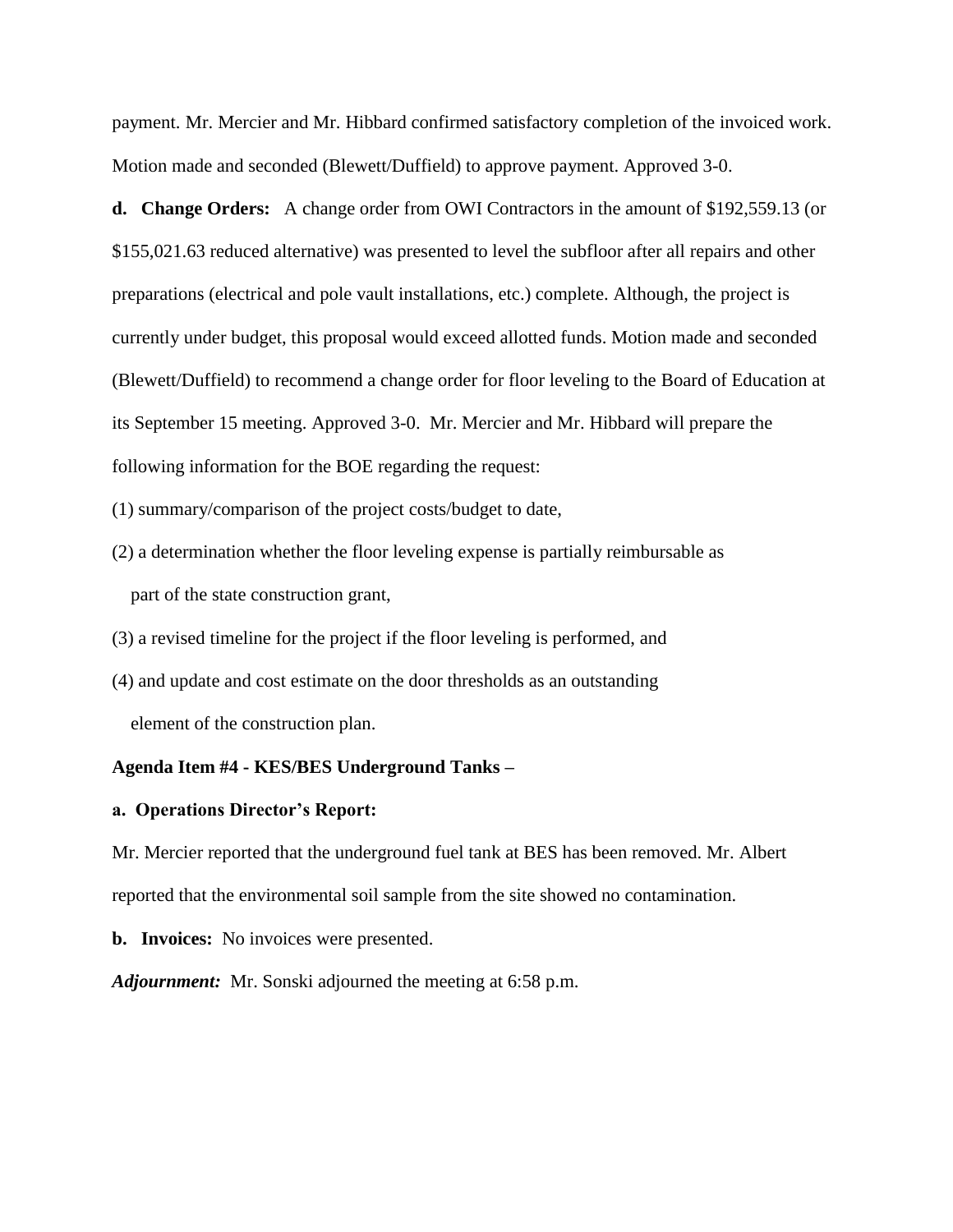payment. Mr. Mercier and Mr. Hibbard confirmed satisfactory completion of the invoiced work. Motion made and seconded (Blewett/Duffield) to approve payment. Approved 3-0.

**d. Change Orders:** A change order from OWI Contractors in the amount of $192,559.13 (or $155,021.63 reduced alternative) was presented to level the subfloor after all repairs and other preparations (electrical and pole vault installations, etc.) complete. Although, the project is currently under budget, this proposal would exceed allotted funds. Motion made and seconded (Blewett/Duffield) to recommend a change order for floor leveling to the Board of Education at its September 15 meeting. Approved 3-0. Mr. Mercier and Mr. Hibbard will prepare the following information for the BOE regarding the request:

(1) summary/comparison of the project costs/budget to date,

(2) a determination whether the floor leveling expense is partially reimbursable as part of the state construction grant,

(3) a revised timeline for the project if the floor leveling is performed, and

(4) and update and cost estimate on the door thresholds as an outstanding element of the construction plan.

**Agenda Item #4 - KES/BES Underground Tanks –**

**a. Operations Director's Report:**

Mr. Mercier reported that the underground fuel tank at BES has been removed. Mr. Albert reported that the environmental soil sample from the site showed no contamination.

**b. Invoices:** No invoices were presented.

***Adjournment:*** Mr. Sonski adjourned the meeting at 6:58 p.m.